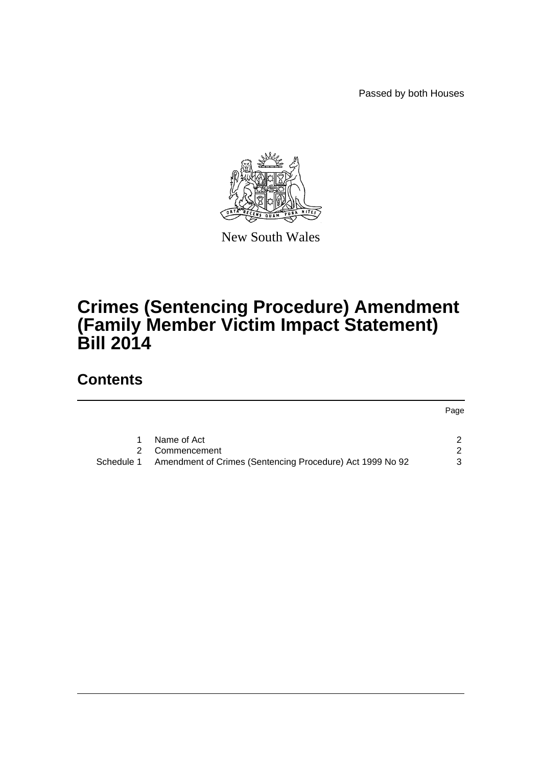Passed by both Houses

New South Wales

# Crimes (Sentencing Procedure) Amendment (Family Member Victim Impact Statement) Bill 2014

## Contents

| | | Page |
|---|---|---|
| 1 | Name of Act | 2 |
| 2 | Commencement | 2 |
| Schedule 1 | Amendment of Crimes (Sentencing Procedure) Act 1999 No 92 | 3 |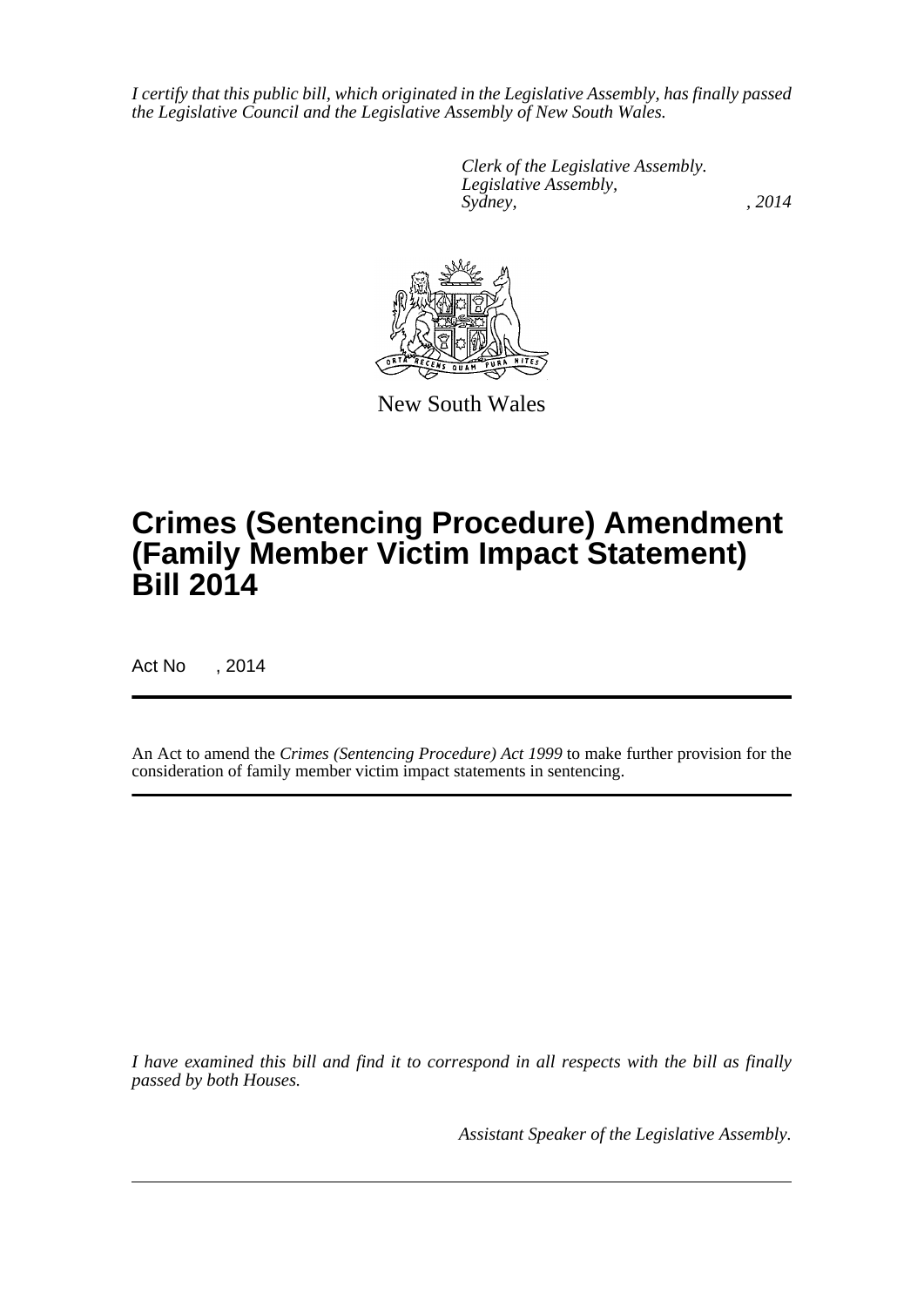*I certify that this public bill, which originated in the Legislative Assembly, has finally passed the Legislative Council and the Legislative Assembly of New South Wales.*

*Clerk of the Legislative Assembly.*
*Legislative Assembly,*
*Sydney, , 2014*

New South Wales

# Crimes (Sentencing Procedure) Amendment (Family Member Victim Impact Statement) Bill 2014

Act No , 2014

An Act to amend the *Crimes (Sentencing Procedure) Act 1999* to make further provision for the consideration of family member victim impact statements in sentencing.

*I have examined this bill and find it to correspond in all respects with the bill as finally passed by both Houses.*

*Assistant Speaker of the Legislative Assembly.*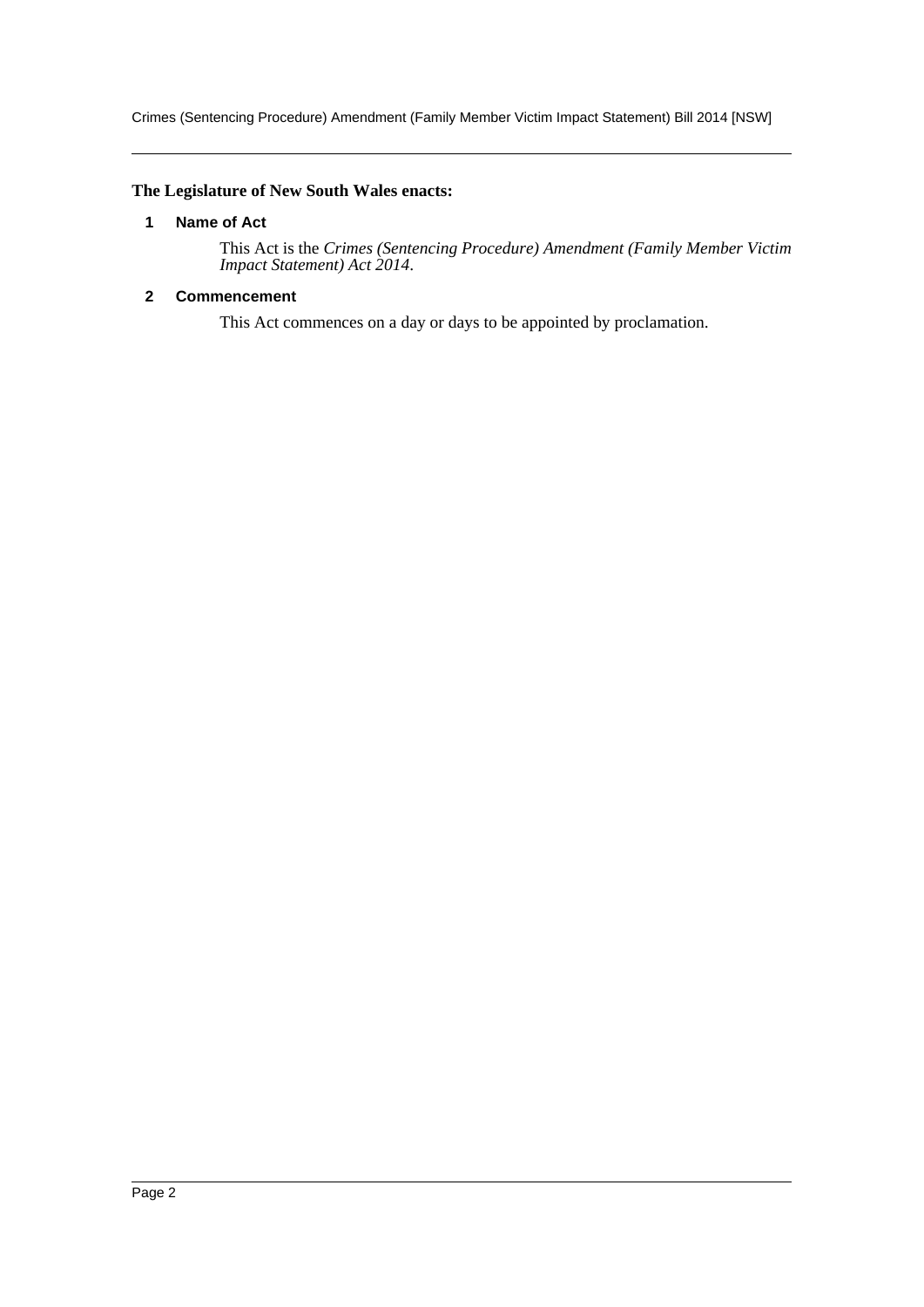**The Legislature of New South Wales enacts:**

### 1 Name of Act

This Act is the *Crimes (Sentencing Procedure) Amendment (Family Member Victim Impact Statement) Act 2014*.

### 2 Commencement

This Act commences on a day or days to be appointed by proclamation.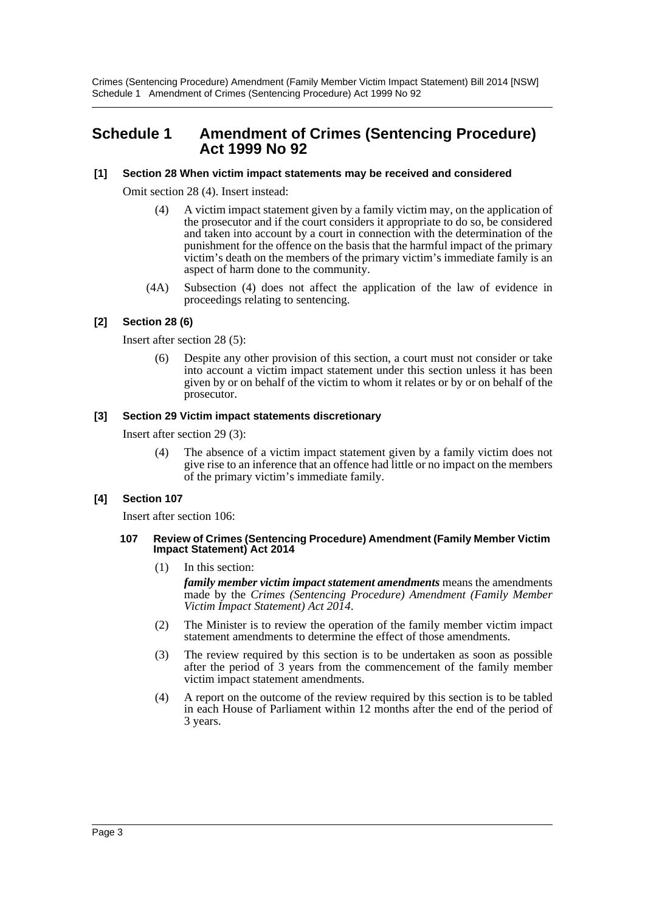# Schedule 1 Amendment of Crimes (Sentencing Procedure) Act 1999 No 92

### [1] Section 28 When victim impact statements may be received and considered

Omit section 28 (4). Insert instead:

(4) A victim impact statement given by a family victim may, on the application of the prosecutor and if the court considers it appropriate to do so, be considered and taken into account by a court in connection with the determination of the punishment for the offence on the basis that the harmful impact of the primary victim's death on the members of the primary victim's immediate family is an aspect of harm done to the community.

(4A) Subsection (4) does not affect the application of the law of evidence in proceedings relating to sentencing.

### [2] Section 28 (6)

Insert after section 28 (5):

(6) Despite any other provision of this section, a court must not consider or take into account a victim impact statement under this section unless it has been given by or on behalf of the victim to whom it relates or by or on behalf of the prosecutor.

### [3] Section 29 Victim impact statements discretionary

Insert after section 29 (3):

(4) The absence of a victim impact statement given by a family victim does not give rise to an inference that an offence had little or no impact on the members of the primary victim's immediate family.

### [4] Section 107

Insert after section 106:

#### 107 Review of Crimes (Sentencing Procedure) Amendment (Family Member Victim Impact Statement) Act 2014

(1) In this section:

***family member victim impact statement amendments*** means the amendments made by the *Crimes (Sentencing Procedure) Amendment (Family Member Victim Impact Statement) Act 2014*.

(2) The Minister is to review the operation of the family member victim impact statement amendments to determine the effect of those amendments.

(3) The review required by this section is to be undertaken as soon as possible after the period of 3 years from the commencement of the family member victim impact statement amendments.

(4) A report on the outcome of the review required by this section is to be tabled in each House of Parliament within 12 months after the end of the period of 3 years.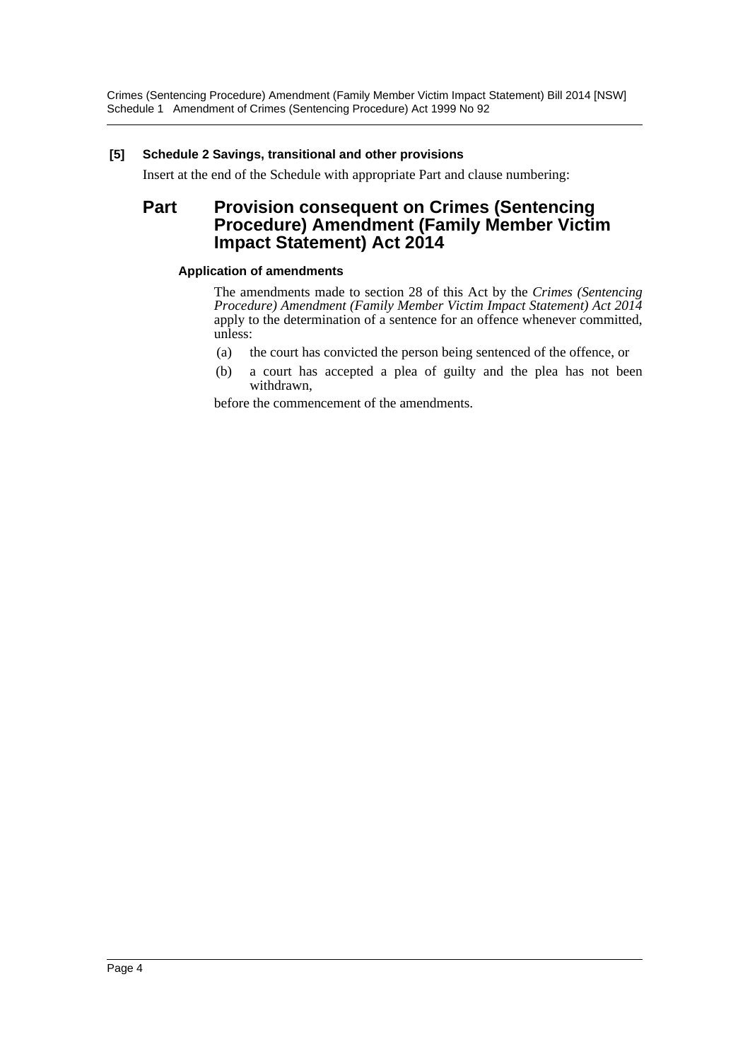**[5] Schedule 2 Savings, transitional and other provisions**

Insert at the end of the Schedule with appropriate Part and clause numbering:

## Part Provision consequent on Crimes (Sentencing Procedure) Amendment (Family Member Victim Impact Statement) Act 2014

### Application of amendments

The amendments made to section 28 of this Act by the *Crimes (Sentencing Procedure) Amendment (Family Member Victim Impact Statement) Act 2014* apply to the determination of a sentence for an offence whenever committed, unless:

(a) the court has convicted the person being sentenced of the offence, or

(b) a court has accepted a plea of guilty and the plea has not been withdrawn,

before the commencement of the amendments.